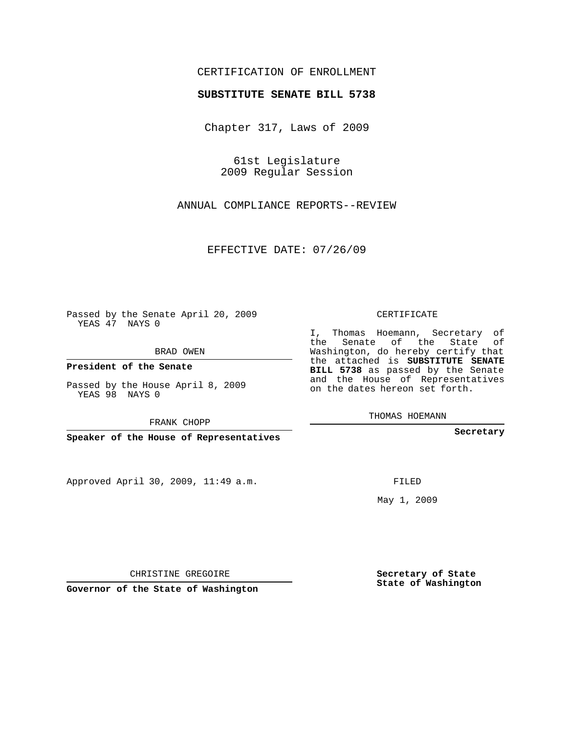CERTIFICATION OF ENROLLMENT

**SUBSTITUTE SENATE BILL 5738**

Chapter 317, Laws of 2009

61st Legislature
2009 Regular Session

ANNUAL COMPLIANCE REPORTS--REVIEW

EFFECTIVE DATE: 07/26/09

Passed by the Senate April 20, 2009
YEAS 47 NAYS 0

BRAD OWEN

**President of the Senate**

Passed by the House April 8, 2009
YEAS 98 NAYS 0

FRANK CHOPP

**Speaker of the House of Representatives**

CERTIFICATE

I, Thomas Hoemann, Secretary of the Senate of the State of Washington, do hereby certify that the attached is **SUBSTITUTE SENATE BILL 5738** as passed by the Senate and the House of Representatives on the dates hereon set forth.

THOMAS HOEMANN

**Secretary**

Approved April 30, 2009, 11:49 a.m.

FILED

May 1, 2009

CHRISTINE GREGOIRE

**Governor of the State of Washington**

**Secretary of State**
**State of Washington**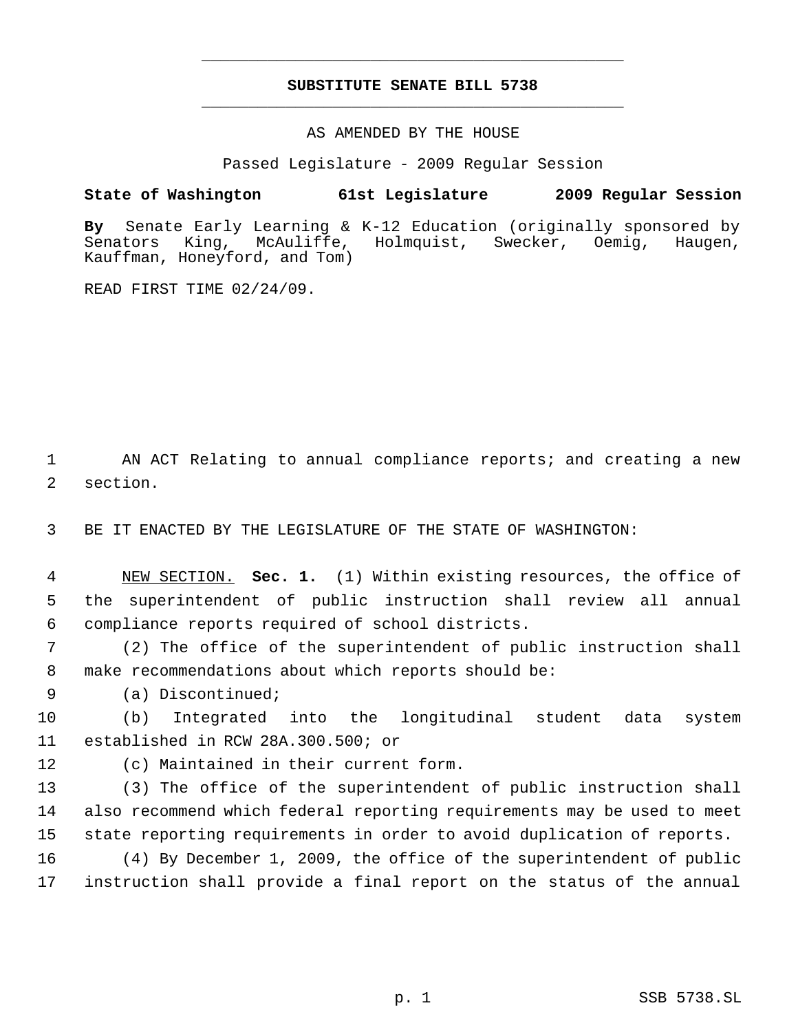# SUBSTITUTE SENATE BILL 5738

AS AMENDED BY THE HOUSE

Passed Legislature - 2009 Regular Session

**State of Washington 61st Legislature 2009 Regular Session**

**By** Senate Early Learning & K-12 Education (originally sponsored by Senators King, McAuliffe, Holmquist, Swecker, Oemig, Haugen, Kauffman, Honeyford, and Tom)

READ FIRST TIME 02/24/09.

AN ACT Relating to annual compliance reports; and creating a new section.

BE IT ENACTED BY THE LEGISLATURE OF THE STATE OF WASHINGTON:

NEW SECTION. **Sec. 1.** (1) Within existing resources, the office of the superintendent of public instruction shall review all annual compliance reports required of school districts.

(2) The office of the superintendent of public instruction shall make recommendations about which reports should be:

(a) Discontinued;

(b) Integrated into the longitudinal student data system established in RCW 28A.300.500; or

(c) Maintained in their current form.

(3) The office of the superintendent of public instruction shall also recommend which federal reporting requirements may be used to meet state reporting requirements in order to avoid duplication of reports.

(4) By December 1, 2009, the office of the superintendent of public instruction shall provide a final report on the status of the annual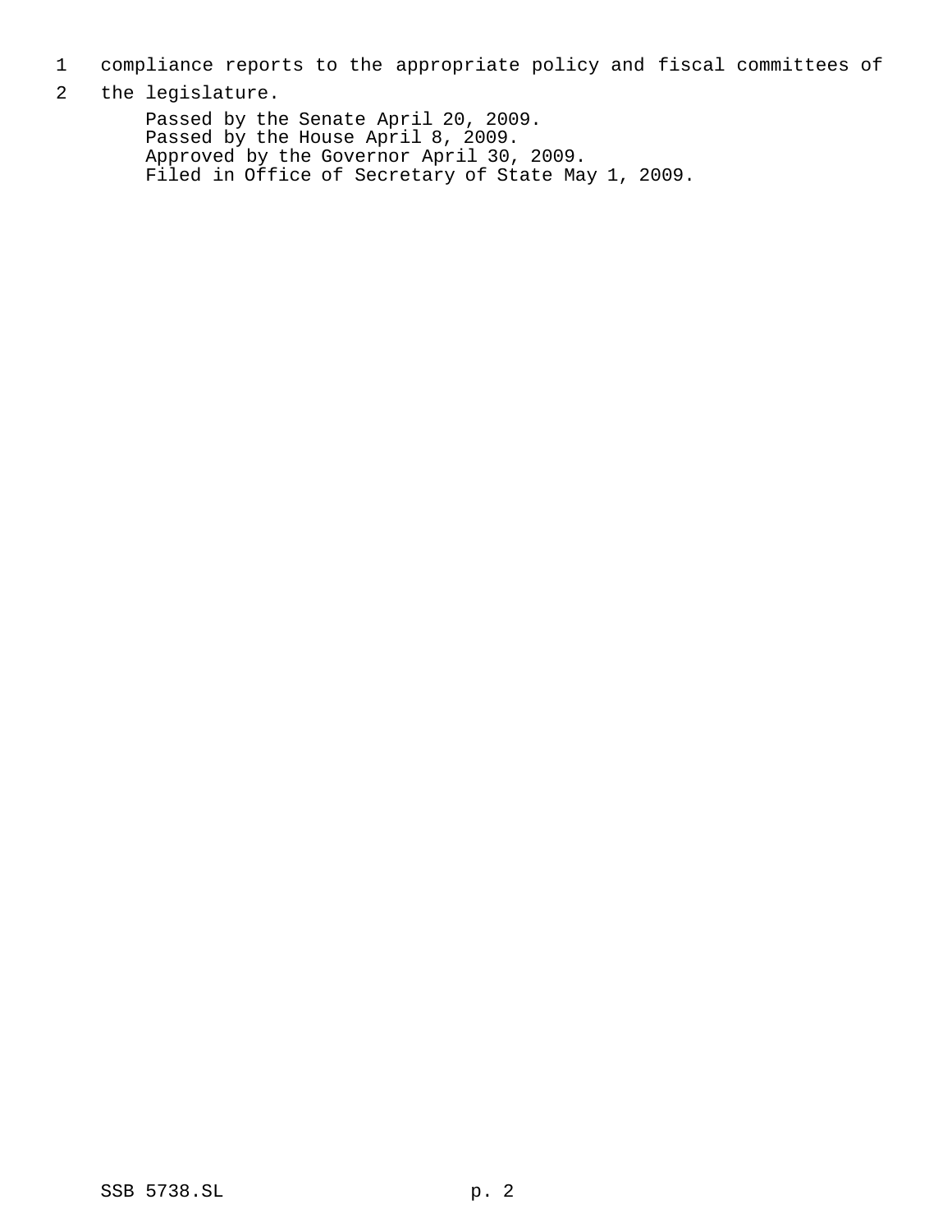compliance reports to the appropriate policy and fiscal committees of the legislature.

Passed by the Senate April 20, 2009.
Passed by the House April 8, 2009.
Approved by the Governor April 30, 2009.
Filed in Office of Secretary of State May 1, 2009.